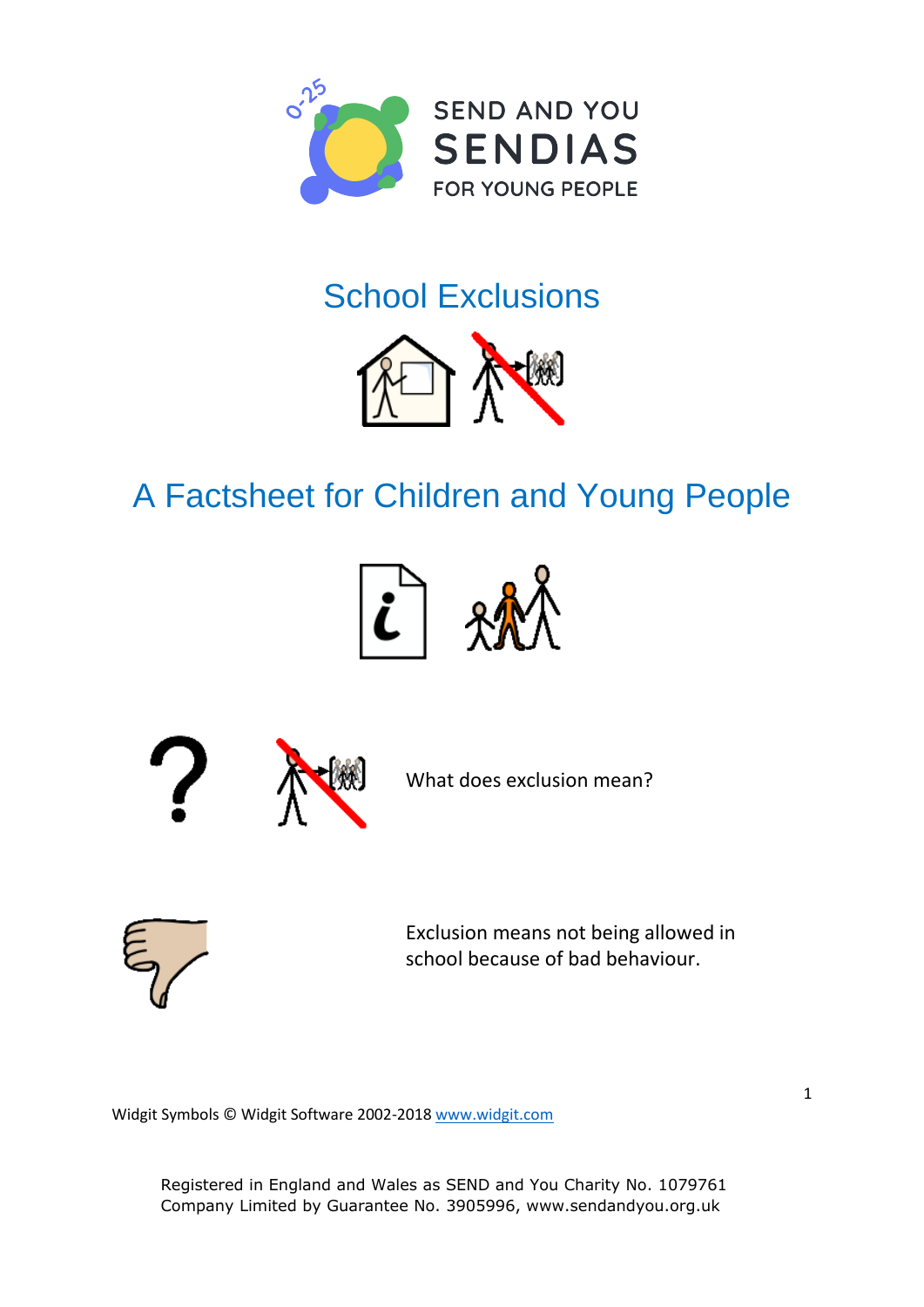SEND AND YOU
SENDIAS
FOR YOUNG PEOPLE

# School Exclusions

## A Factsheet for Children and Young People

What does exclusion mean?

Exclusion means not being allowed in school because of bad behaviour.

Widgit Symbols © Widgit Software 2002-2018 www.widgit.com

Registered in England and Wales as SEND and You Charity No. 1079761
Company Limited by Guarantee No. 3905996, www.sendandyou.org.uk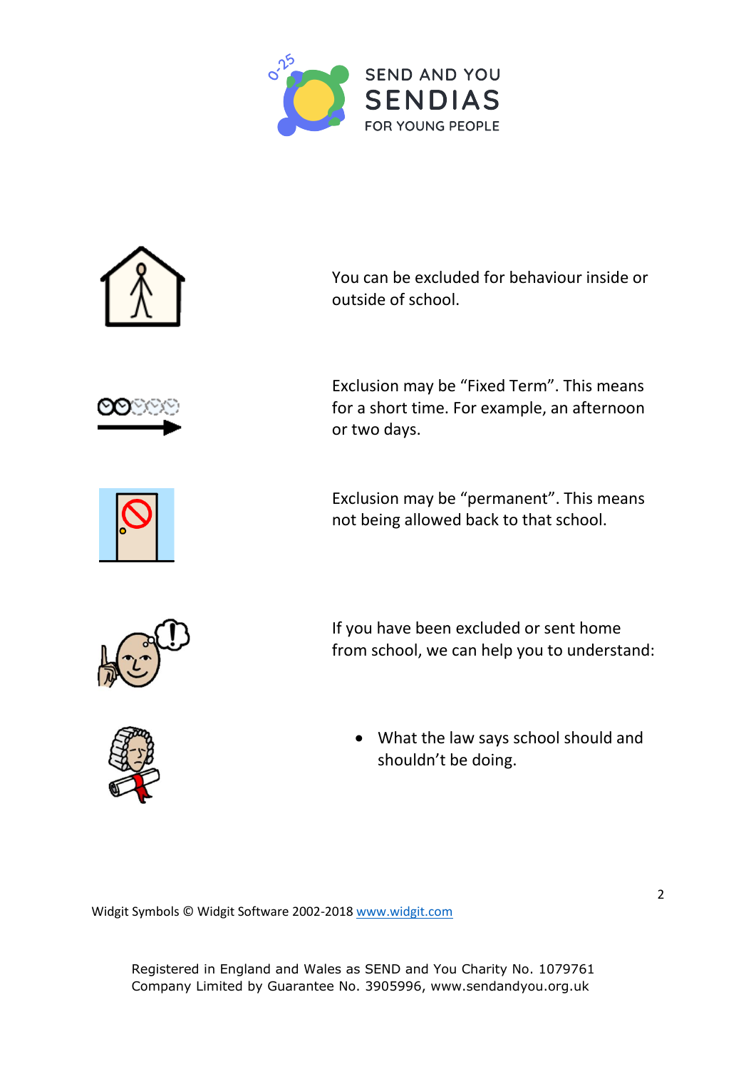You can be excluded for behaviour inside or outside of school.

Exclusion may be "Fixed Term". This means for a short time. For example, an afternoon or two days.

Exclusion may be "permanent". This means not being allowed back to that school.

If you have been excluded or sent home from school, we can help you to understand:

- What the law says school should and shouldn't be doing.

Widgit Symbols © Widgit Software 2002-2018 www.widgit.com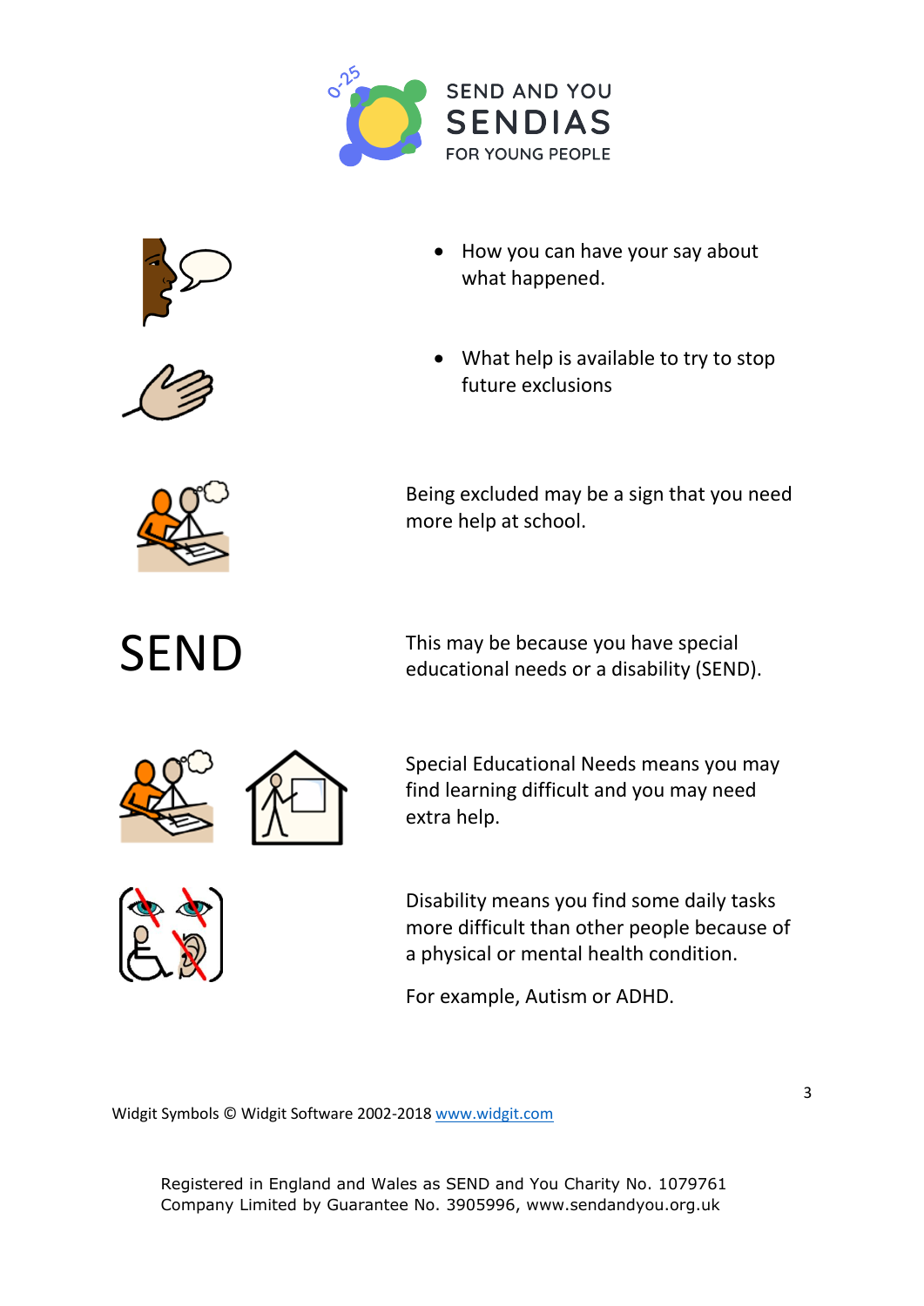SEND AND YOU
SENDIAS
FOR YOUNG PEOPLE

- How you can have your say about what happened.
- What help is available to try to stop future exclusions

Being excluded may be a sign that you need more help at school.

SEND

This may be because you have special educational needs or a disability (SEND).

Special Educational Needs means you may find learning difficult and you may need extra help.

Disability means you find some daily tasks more difficult than other people because of a physical or mental health condition.

For example, Autism or ADHD.

Widgit Symbols © Widgit Software 2002-2018 www.widgit.com

Registered in England and Wales as SEND and You Charity No. 1079761
Company Limited by Guarantee No. 3905996, www.sendandyou.org.uk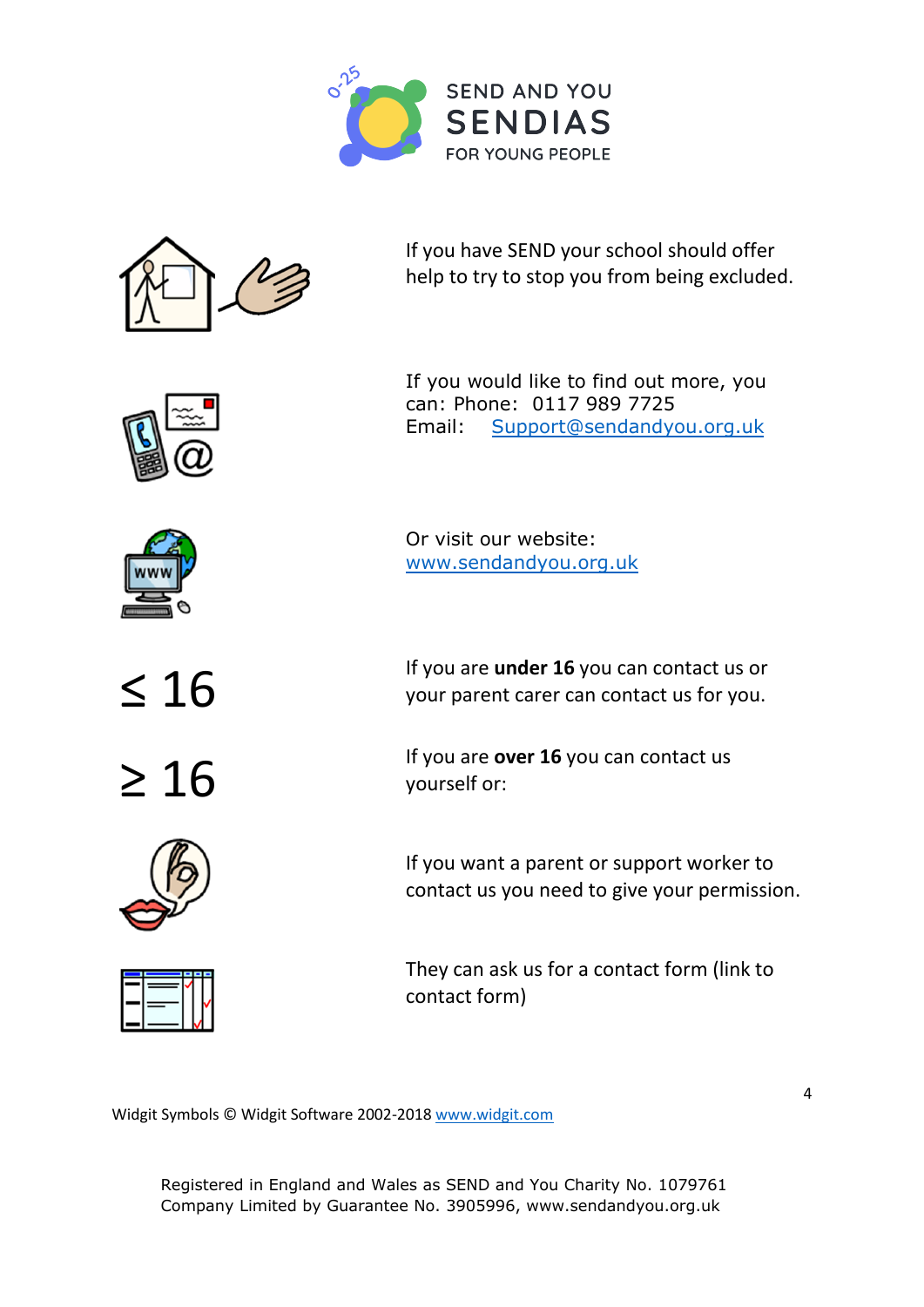SEND AND YOU
SENDIAS
FOR YOUNG PEOPLE

If you have SEND your school should offer help to try to stop you from being excluded.

If you would like to find out more, you can: Phone: 0117 989 7725
Email: Support@sendandyou.org.uk

Or visit our website: www.sendandyou.org.uk

$\leq 16$ If you are **under 16** you can contact us or your parent carer can contact us for you.

$\geq 16$ If you are **over 16** you can contact us yourself or:

If you want a parent or support worker to contact us you need to give your permission.

They can ask us for a contact form (link to contact form)

Widgit Symbols © Widgit Software 2002-2018 www.widgit.com

Registered in England and Wales as SEND and You Charity No. 1079761
Company Limited by Guarantee No. 3905996, www.sendandyou.org.uk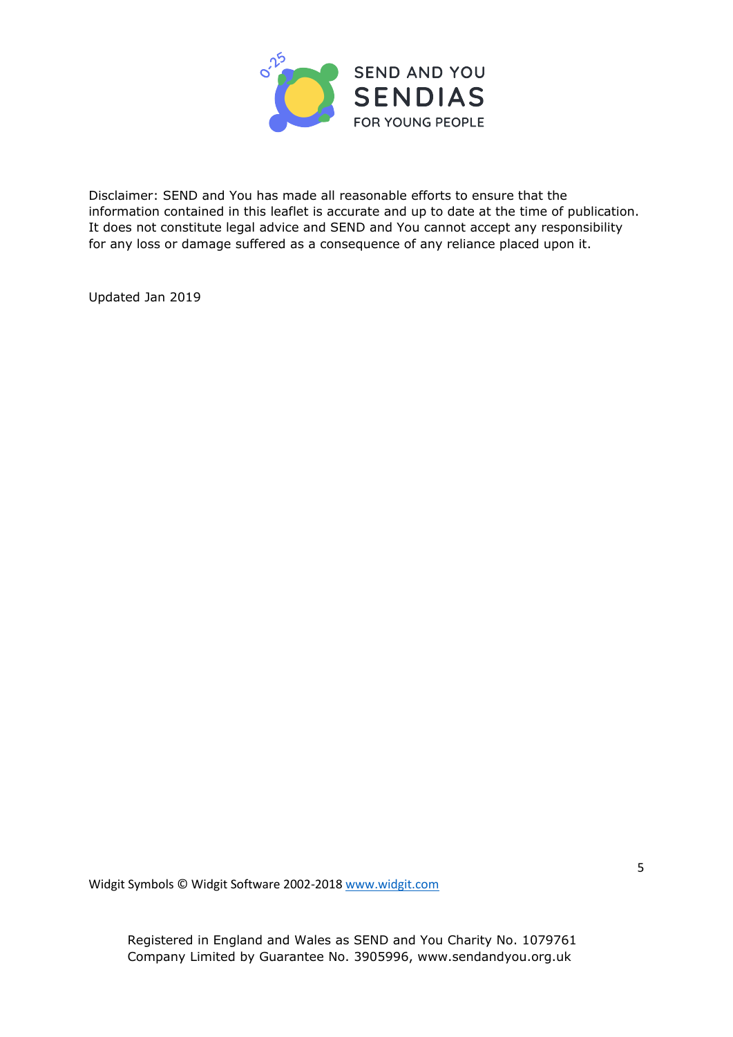SEND AND YOU
SENDIAS
FOR YOUNG PEOPLE

Disclaimer: SEND and You has made all reasonable efforts to ensure that the information contained in this leaflet is accurate and up to date at the time of publication. It does not constitute legal advice and SEND and You cannot accept any responsibility for any loss or damage suffered as a consequence of any reliance placed upon it.

Updated Jan 2019

Widgit Symbols © Widgit Software 2002-2018 www.widgit.com

Registered in England and Wales as SEND and You Charity No. 1079761
Company Limited by Guarantee No. 3905996, www.sendandyou.org.uk